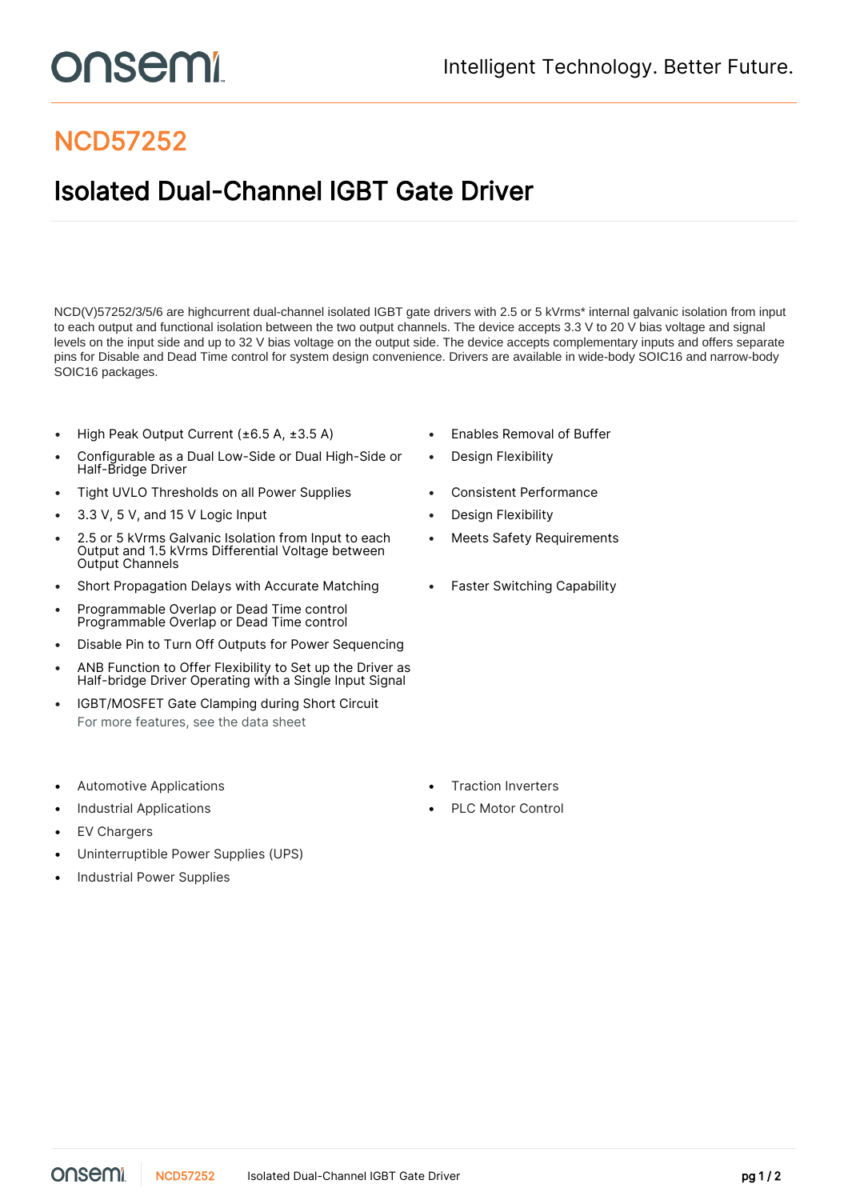# NCD57252

## Isolated Dual-Channel IGBT Gate Driver

NCD(V)57252/3/5/6 are highcurrent dual-channel isolated IGBT gate drivers with 2.5 or 5 kVrms* internal galvanic isolation from input to each output and functional isolation between the two output channels. The device accepts 3.3 V to 20 V bias voltage and signal levels on the input side and up to 32 V bias voltage on the output side. The device accepts complementary inputs and offers separate pins for Disable and Dead Time control for system design convenience. Drivers are available in wide-body SOIC16 and narrow-body SOIC16 packages.

- High Peak Output Current (±6.5 A, ±3.5 A)
- Configurable as a Dual Low-Side or Dual High-Side or Half-Bridge Driver
- Tight UVLO Thresholds on all Power Supplies
- 3.3 V, 5 V, and 15 V Logic Input
- 2.5 or 5 kVrms Galvanic Isolation from Input to each Output and 1.5 kVrms Differential Voltage between Output Channels
- Short Propagation Delays with Accurate Matching
- Programmable Overlap or Dead Time control Programmable Overlap or Dead Time control
- Disable Pin to Turn Off Outputs for Power Sequencing
- ANB Function to Offer Flexibility to Set up the Driver as Half-bridge Driver Operating with a Single Input Signal
- IGBT/MOSFET Gate Clamping during Short Circuit

  For more features, see the data sheet

- Enables Removal of Buffer
- Design Flexibility
- Consistent Performance
- Design Flexibility
- Meets Safety Requirements
- Faster Switching Capability

- Automotive Applications
- Industrial Applications
- EV Chargers
- Uninterruptible Power Supplies (UPS)
- Industrial Power Supplies
- Traction Inverters
- PLC Motor Control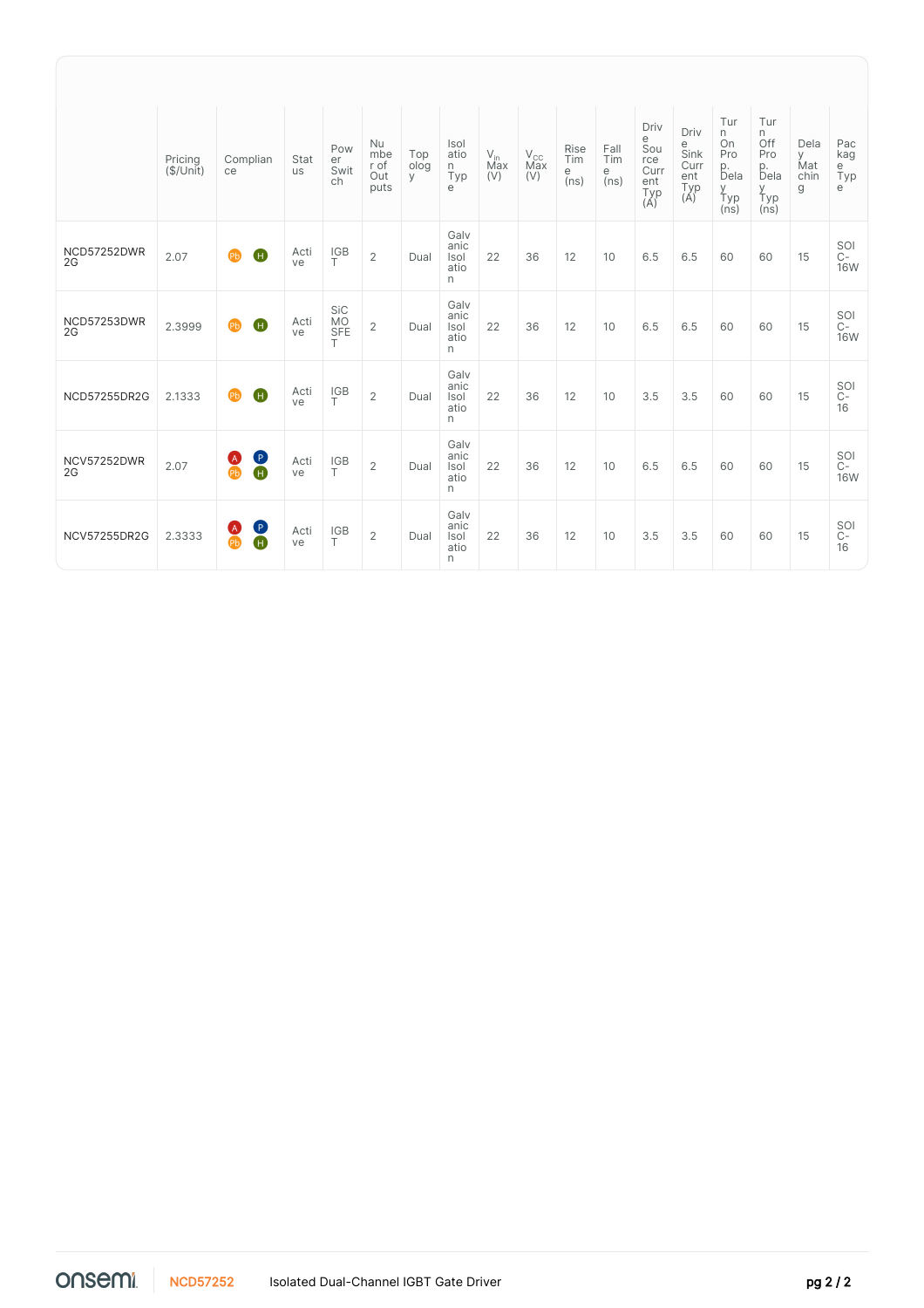| | Pricing ($/Unit) | Compliance | Status | Power Switch | Number of Outputs | Topology | Isolation Type | $V_{in}$ Max (V) | $V_{CC}$ Max (V) | Rise Time (ns) | Fall Time (ns) | Drive Source Current Typ (A) | Drive Sink Current Typ (A) | Turn On Prop. Delay Typ (ns) | Turn Off Prop. Delay Typ (ns) | Delay Matching | Package Type |
|---|---|---|---|---|---|---|---|---|---|---|---|---|---|---|---|---|---|
| NCD57252DWR2G | 2.07 | Pb H | Active | IGBT | 2 | Dual | Galvanic Isolation | 22 | 36 | 12 | 10 | 6.5 | 6.5 | 60 | 60 | 15 | SOIC-16W |
| NCD57253DWR2G | 2.3999 | Pb H | Active | SiC MOSFET | 2 | Dual | Galvanic Isolation | 22 | 36 | 12 | 10 | 6.5 | 6.5 | 60 | 60 | 15 | SOIC-16W |
| NCD57255DR2G | 2.1333 | Pb H | Active | IGBT | 2 | Dual | Galvanic Isolation | 22 | 36 | 12 | 10 | 3.5 | 3.5 | 60 | 60 | 15 | SOIC-16 |
| NCV57252DWR2G | 2.07 | A P Pb H | Active | IGBT | 2 | Dual | Galvanic Isolation | 22 | 36 | 12 | 10 | 6.5 | 6.5 | 60 | 60 | 15 | SOIC-16W |
| NCV57255DR2G | 2.3333 | A P Pb H | Active | IGBT | 2 | Dual | Galvanic Isolation | 22 | 36 | 12 | 10 | 3.5 | 3.5 | 60 | 60 | 15 | SOIC-16 |